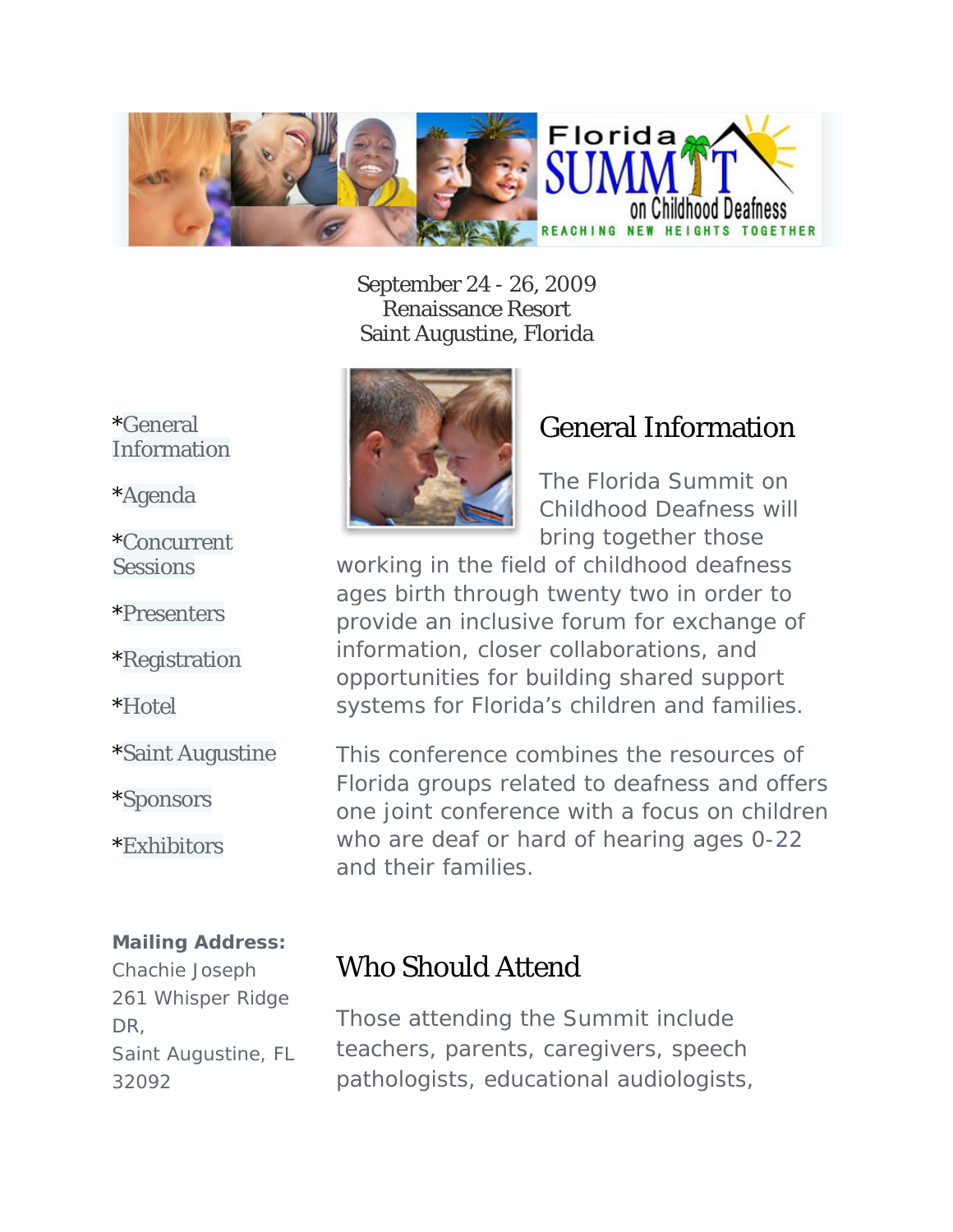Florida SUMMIT on Childhood Deafness

REACHING NEW HEIGHTS TOGETHER

September 24 - 26, 2009
Renaissance Resort
Saint Augustine, Florida

*General Information

*Agenda

*Concurrent Sessions

*Presenters

*Registration

*Hotel

*Saint Augustine

*Sponsors

*Exhibitors

**Mailing Address:**
Chachie Joseph
261 Whisper Ridge DR,
Saint Augustine, FL 32092

## General Information

The Florida Summit on Childhood Deafness will bring together those working in the field of childhood deafness ages birth through twenty two in order to provide an inclusive forum for exchange of information, closer collaborations, and opportunities for building shared support systems for Florida's children and families.

This conference combines the resources of Florida groups related to deafness and offers one joint conference with a focus on children who are deaf or hard of hearing ages 0-22 and their families.

## Who Should Attend

Those attending the Summit include teachers, parents, caregivers, speech pathologists, educational audiologists,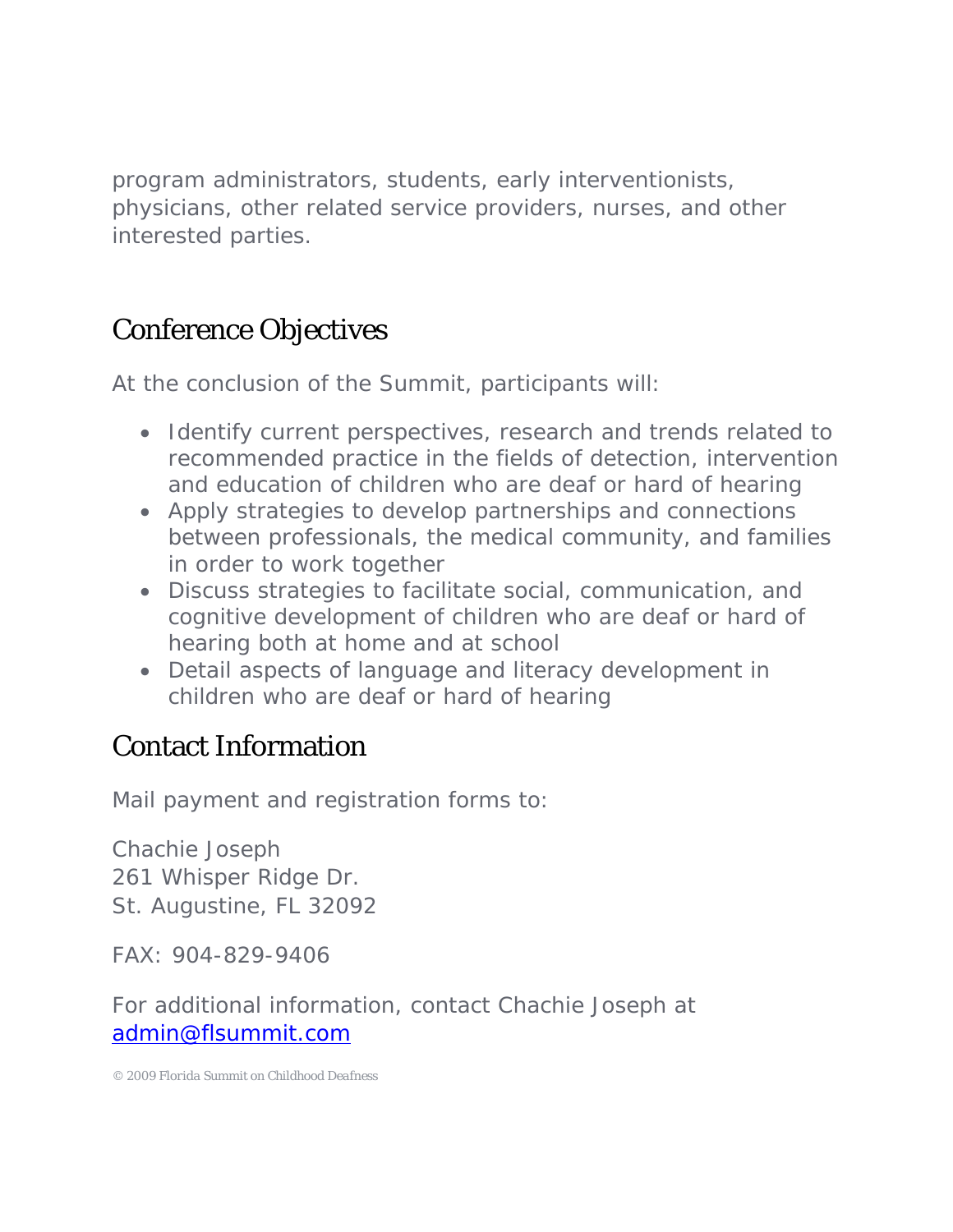program administrators, students, early interventionists, physicians, other related service providers, nurses, and other interested parties.

## Conference Objectives

At the conclusion of the Summit, participants will:

- Identify current perspectives, research and trends related to recommended practice in the fields of detection, intervention and education of children who are deaf or hard of hearing
- Apply strategies to develop partnerships and connections between professionals, the medical community, and families in order to work together
- Discuss strategies to facilitate social, communication, and cognitive development of children who are deaf or hard of hearing both at home and at school
- Detail aspects of language and literacy development in children who are deaf or hard of hearing

## Contact Information

Mail payment and registration forms to:

Chachie Joseph
261 Whisper Ridge Dr.
St. Augustine, FL 32092

FAX: 904-829-9406

For additional information, contact Chachie Joseph at [admin@flsummit.com](mailto:admin@flsummit.com)

© 2009 Florida Summit on Childhood Deafness